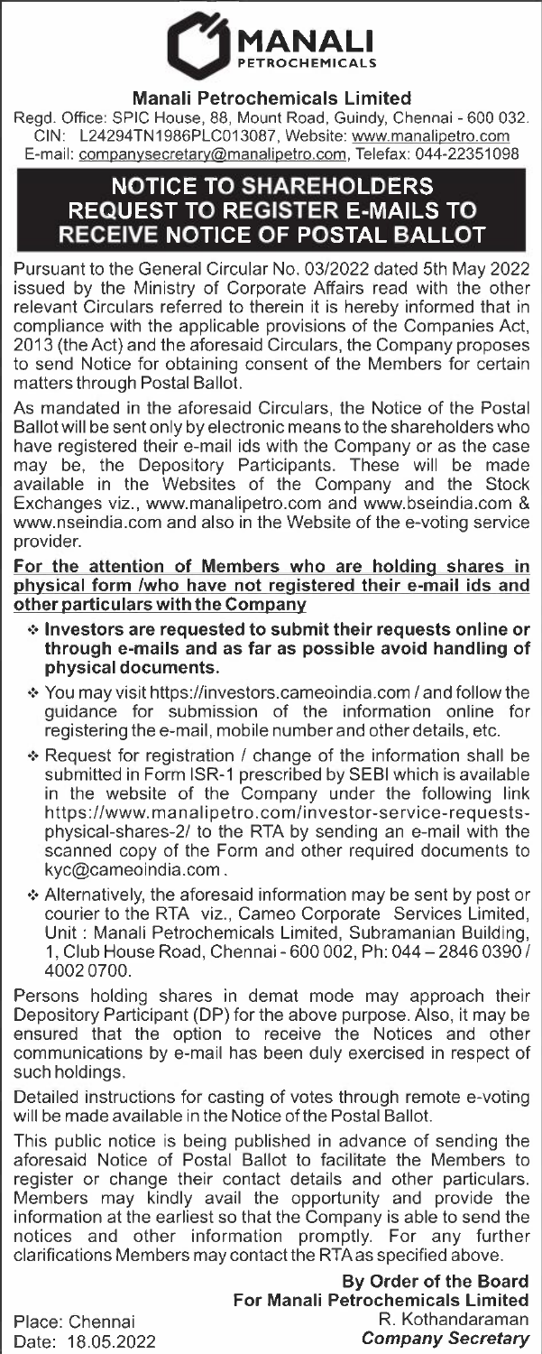MANALI PETROCHEMICALS

**Manali Petrochemicals Limited**

Regd. Office: SPIC House, 88, Mount Road, Guindy, Chennai - 600 032.
CIN: L24294TN1986PLC013087, Website: www.manalipetro.com
E-mail: companysecretary@manalipetro.com, Telefax: 044-22351098

# NOTICE TO SHAREHOLDERS REQUEST TO REGISTER E-MAILS TO RECEIVE NOTICE OF POSTAL BALLOT

Pursuant to the General Circular No. 03/2022 dated 5th May 2022 issued by the Ministry of Corporate Affairs read with the other relevant Circulars referred to therein it is hereby informed that in compliance with the applicable provisions of the Companies Act, 2013 (the Act) and the aforesaid Circulars, the Company proposes to send Notice for obtaining consent of the Members for certain matters through Postal Ballot.

As mandated in the aforesaid Circulars, the Notice of the Postal Ballot will be sent only by electronic means to the shareholders who have registered their e-mail ids with the Company or as the case may be, the Depository Participants. These will be made available in the Websites of the Company and the Stock Exchanges viz., www.manalipetro.com and www.bseindia.com & www.nseindia.com and also in the Website of the e-voting service provider.

**For the attention of Members who are holding shares in physical form /who have not registered their e-mail ids and other particulars with the Company**

- **Investors are requested to submit their requests online or through e-mails and as far as possible avoid handling of physical documents.**
- You may visit https://investors.cameoindia.com / and follow the guidance for submission of the information online for registering the e-mail, mobile number and other details, etc.
- Request for registration / change of the information shall be submitted in Form ISR-1 prescribed by SEBI which is available in the website of the Company under the following link https://www.manalipetro.com/investor-service-requests-physical-shares-2/ to the RTA by sending an e-mail with the scanned copy of the Form and other required documents to kyc@cameoindia.com .
- Alternatively, the aforesaid information may be sent by post or courier to the RTA viz., Cameo Corporate Services Limited, Unit : Manali Petrochemicals Limited, Subramanian Building, 1, Club House Road, Chennai - 600 002, Ph: 044 – 2846 0390 / 4002 0700.

Persons holding shares in demat mode may approach their Depository Participant (DP) for the above purpose. Also, it may be ensured that the option to receive the Notices and other communications by e-mail has been duly exercised in respect of such holdings.

Detailed instructions for casting of votes through remote e-voting will be made available in the Notice of the Postal Ballot.

This public notice is being published in advance of sending the aforesaid Notice of Postal Ballot to facilitate the Members to register or change their contact details and other particulars. Members may kindly avail the opportunity and provide the information at the earliest so that the Company is able to send the notices and other information promptly. For any further clarifications Members may contact the RTA as specified above.

**By Order of the Board**
**For Manali Petrochemicals Limited**
R. Kothandaraman
***Company Secretary***

Place: Chennai
Date: 18.05.2022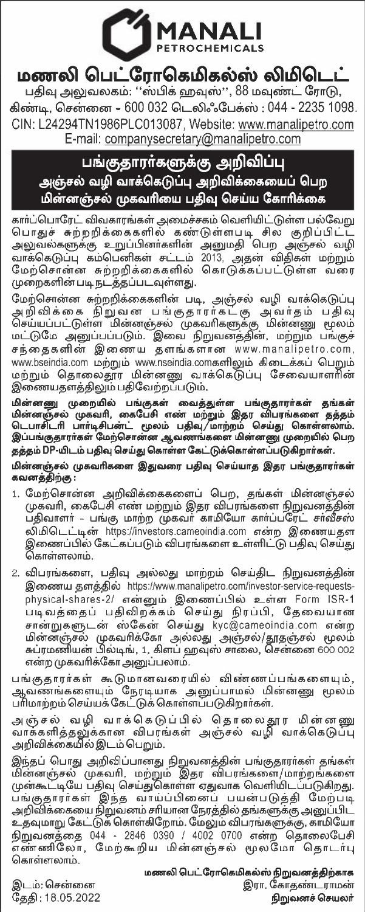MANALI PETROCHEMICALS

# மணலி பெட்ரோகெமிகல்ஸ் லிமிடெட்

பதிவு அலுவலகம்: "ஸ்பிக் ஹவுஸ்", 88 மவுண்ட் ரோடு, கிண்டி, சென்னை - 600 032 டெலிஃபேக்ஸ் : 044 - 2235 1098.
CIN: L24294TN1986PLC013087, Website: www.manalipetro.com
E-mail: companysecretary@manalipetro.com

## பங்குதாரர்களுக்கு அறிவிப்பு
### அஞ்சல் வழி வாக்கெடுப்பு அறிவிக்கையைப் பெற மின்னஞ்சல் முகவரியை பதிவு செய்ய கோரிக்கை

கார்ப்பொரேட் விவகாரங்கள் அமைச்சகம் வெளியிட்டுள்ள பல்வேறு பொதுச் சுற்றறிக்கைகளில் கண்டுள்ளபடி சில குறிப்பிட்ட அலுவல்களுக்கு உறுப்பினர்களின் அனுமதி பெற அஞ்சல் வழி வாக்கெடுப்பு கம்பெனிகள் சட்டம் 2013, அதன் விதிகள் மற்றும் மேற்சொன்ன சுற்றறிக்கைகளில் கொடுக்கப்பட்டுள்ள வரை முறைகளின்படி நடத்தப்படவுள்ளது.

மேற்சொன்ன சுற்றறிக்கைகளின் படி, அஞ்சல் வழி வாக்கெடுப்பு அறிவிக்கை நிறுவன பங்குதாரர்களுக்கு அவர்தம் பதிவு செய்யப்பட்டுள்ள மின்னஞ்சல் முகவரிகளுக்கு மின்னணு மூலம் மட்டுமே அனுப்பப்படும். இவை நிறுவனத்தின், மற்றும் பங்குச் சந்தைகளின் இணைய தளங்களான www.manalipetro.com, www.bseindia.com மற்றும் www.nseindia.comகளிலும் கிடைக்கப் பெறும் மற்றும் தொலைதூர மின்னணு வாக்கெடுப்பு சேவையாளரின் இணையதளத்திலும் பதிவேற்றப்படும்.

**மின்னணு முறையில் பங்குகள் வைத்துள்ள பங்குதாரர்கள் தங்கள் மின்னஞ்சல் முகவரி, கைபேசி எண் மற்றும் இதர விபரங்களை தத்தம் டெபாசிடரி பார்டிசிபன்ட் மூலம் பதிவு/மாற்றம் செய்து கொள்ளலாம். இப்பங்குதாரர்கள் மேற்சொன்ன ஆவணங்களை மின்னணு முறையில் பெற தத்தம் DP-யிடம் பதிவு செய்து கொள்ள கேட்டுக்கொள்ளப்படுகிறார்கள்.**

**மின்னஞ்சல் முகவரிகளை இதுவரை பதிவு செய்யாத இதர பங்குதாரர்கள் கவனத்திற்கு :**

1. மேற்சொன்ன அறிவிக்கைகளைப் பெற, தங்கள் மின்னஞ்சல் முகவரி, கைபேசி எண் மற்றும் இதர விபரங்களை நிறுவனத்தின் பதிவாளர் - பங்கு மாற்ற முகவர் காமியோ கார்ப்பரேட் சர்வீசஸ் லிமிடெட்டின் https://investors.cameoindia.com என்ற இணையதள இணைப்பில் கேட்கப்படும் விபரங்களை உள்ளிட்டு பதிவு செய்து கொள்ளலாம்.
2. விபரங்களை, பதிவு அல்லது மாற்றம் செய்திட நிறுவனத்தின் இணைய தளத்தில் https://www.manalipetro.com/investor-service-requests-physical-shares-2/ என்னும் இணைப்பில் உள்ள Form ISR-1 படிவத்தைப் பதிவிறக்கம் செய்து நிரப்பி, தேவையான சான்றுகளுடன் ஸ்கேன் செய்து kyc@cameoindia.com என்ற மின்னஞ்சல் முகவரிக்கோ அல்லது அஞ்சல்/தூதஞ்சல் மூலம் சுப்ரமணியன் பில்டிங், 1, கிளப் ஹவுஸ் சாலை, சென்னை 600 002 என்ற முகவரிக்கோ அனுப்பலாம்.

பங்குதாரர்கள் கூடுமானவரையில் விண்ணப்பங்களையும், ஆவணங்களையும் நேரடியாக அனுப்பாமல் மின்னணு மூலம் பரிமாற்றம் செய்யக் கேட்டுக் கொள்ளப்படுகிறார்கள்.

அஞ்சல் வழி வாக்கெடுப்பில் தொலைதூர மின்னணு வாக்களித்தலுக்கான விபரங்கள் அஞ்சல் வழி வாக்கெடுப்பு அறிவிக்கையில் இடம் பெறும்.

இந்தப் பொது அறிவிப்பானது நிறுவனத்தின் பங்குதாரர்கள் தங்கள் மின்னஞ்சல் முகவரி, மற்றும் இதர விபரங்களை/மாற்றங்களை முன்கூட்டியே பதிவு செய்துகொள்ள ஏதுவாக வெளியிடப்படுகிறது. பங்குதாரர்கள் இந்த வாய்ப்பினைப் பயன்படுத்தி மேற்படி அறிவிக்கையை நிறுவனம் சரியான நேரத்தில் தங்களுக்கு அனுப்பிட உதவுமாறு கேட்டுக் கொள்கிறோம். மேலும் விபரங்களுக்கு, காமியோ நிறுவனத்தை 044 - 2846 0390 / 4002 0700 என்ற தொலைபேசி எண்ணிலோ, மேற்கூறிய மின்னஞ்சல் மூலமோ தொடர்பு கொள்ளலாம்.

**மணலி பெட்ரோகெமிகல்ஸ் நிறுவனத்திற்காக**
இரா. கோதண்டராமன்
**நிறுவனச் செயலர்**

இடம்: சென்னை
தேதி: 18.05.2022